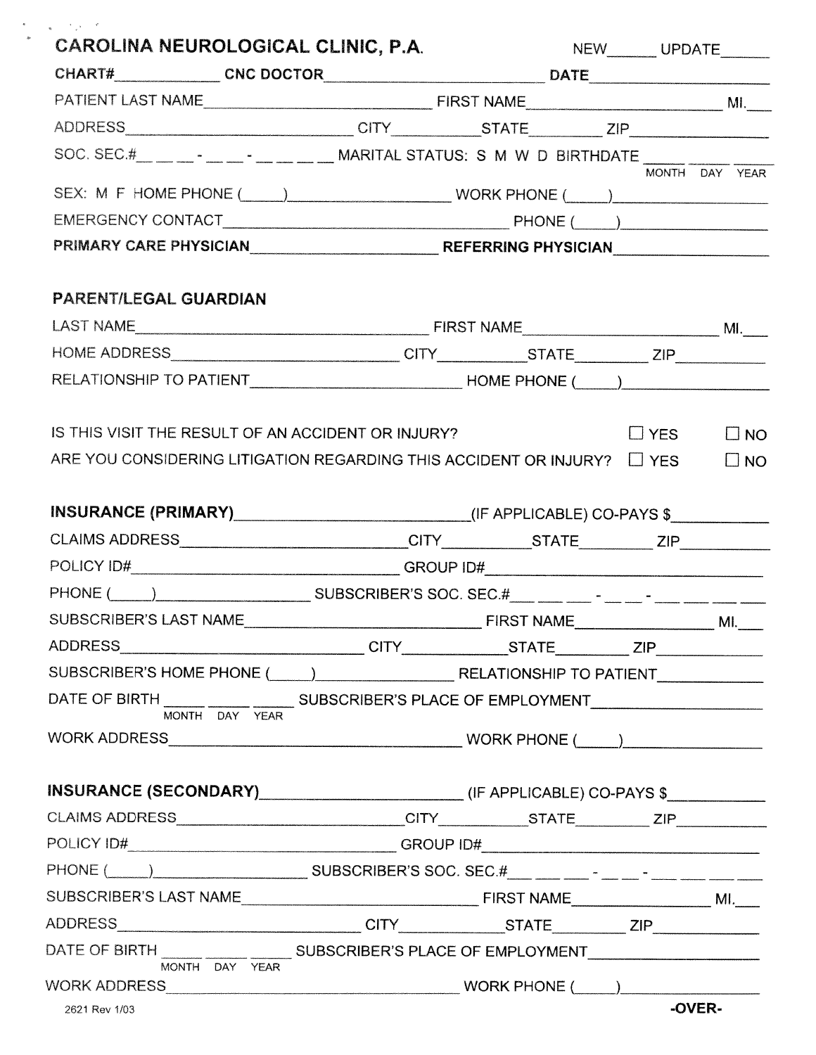# CAROLINA NEUROLOGICAL CLINIC, P.A.

NEW______ UPDATE______

**CHART#**____________ **CNC DOCTOR**______________________________ **DATE**______________________

PATIENT LAST NAME______________________________ FIRST NAME__________________________ MI.___

ADDRESS______________________________ CITY__________ STATE_________ ZIP________________

SOC. SEC.#__ __ __ - __ __ - __ __ __ __ MARITAL STATUS: S M W D BIRTHDATE _____ _____ _____
MONTH DAY YEAR

SEX: M F HOME PHONE (_____)____________________ WORK PHONE (_____)____________________

EMERGENCY CONTACT____________________________________ PHONE (_____)____________________

**PRIMARY CARE PHYSICIAN**________________________ **REFERRING PHYSICIAN**____________________

## PARENT/LEGAL GUARDIAN

LAST NAME______________________________________ FIRST NAME__________________________ MI.___

HOME ADDRESS______________________________ CITY__________ STATE_________ ZIP___________

RELATIONSHIP TO PATIENT__________________________ HOME PHONE (_____)____________________

IS THIS VIEW THE RESULT OF AN ACCIDENT OR INJURY? ☐ YES ☐ NO

ARE YOU CONSIDERING LITIGATION REGARDING THIS ACCIDENT OR INJURY? ☐ YES ☐ NO

**INSURANCE (PRIMARY)**______________________________(IF APPLICABLE) CO-PAYS $___________

CLAIMS ADDRESS____________________________ CITY__________ STATE_________ ZIP___________

POLICY ID#________________________________ GROUP ID#________________________________

PHONE (_____)__________________ SUBSCRIBER'S SOC. SEC.#___ ___ ___ - ___ ___ - ___ ___ ___ ___

SUBSCRIBER'S LAST NAME______________________________ FIRST NAME________________ MI.___

ADDRESS______________________________ CITY____________ STATE_________ ZIP____________

SUBSCRIBER'S HOME PHONE (_____)________________ RELATIONSHIP TO PATIENT____________

DATE OF BIRTH _____ _____ _____ SUBSCRIBER'S PLACE OF EMPLOYMENT____________________
MONTH DAY YEAR

WORK ADDRESS____________________________________ WORK PHONE (_____)__________________

**INSURANCE (SECONDARY)**________________________ (IF APPLICABLE) CO-PAYS $___________

CLAIMS ADDRESS____________________________ CITY__________ STATE_________ ZIP___________

POLICY ID#________________________________ GROUP ID#________________________________

PHONE (_____)__________________ SUBSCRIBER'S SOC. SEC.#___ ___ ___ - ___ ___ - ___ ___ ___ ___

SUBSCRIBER'S LAST NAME______________________________ FIRST NAME________________ MI.___

ADDRESS______________________________ CITY____________ STATE_________ ZIP____________

DATE OF BIRTH _____ _____ _____ SUBSCRIBER'S PLACE OF EMPLOYMENT____________________
MONTH DAY YEAR

WORK ADDRESS____________________________________ WORK PHONE (_____)__________________

2621 Rev 1/03

**-OVER-**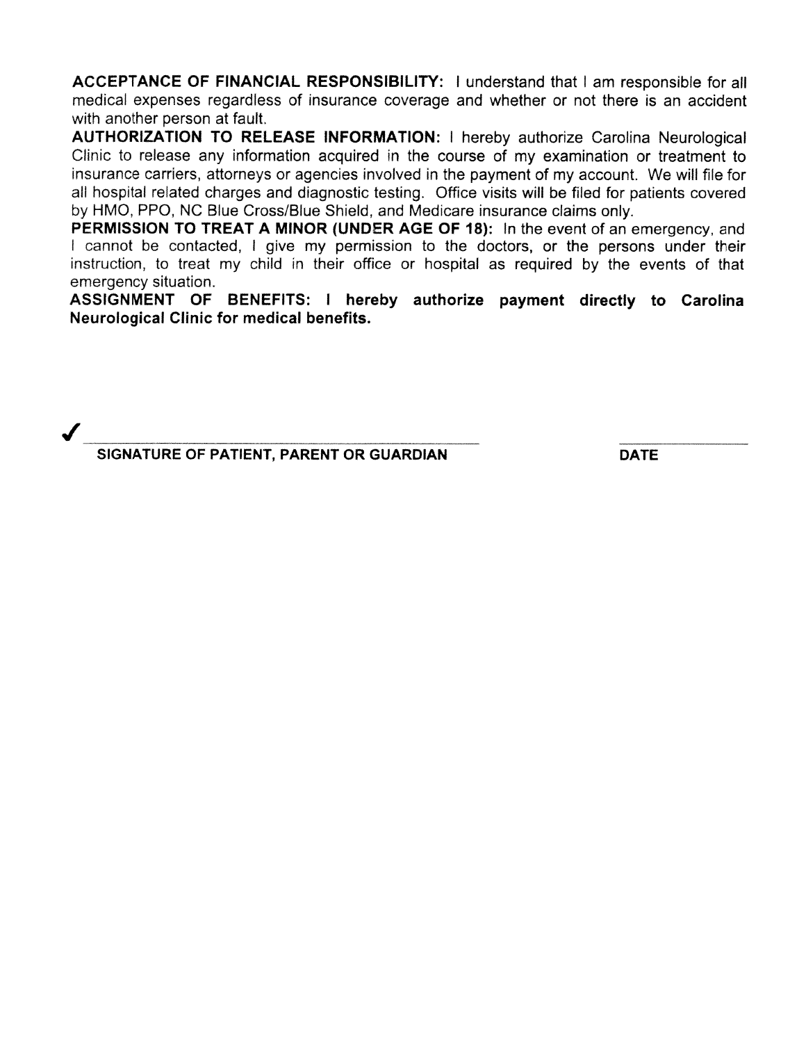**ACCEPTANCE OF FINANCIAL RESPONSIBILITY:** I understand that I am responsible for all medical expenses regardless of insurance coverage and whether or not there is an accident with another person at fault.

**AUTHORIZATION TO RELEASE INFORMATION:** I hereby authorize Carolina Neurological Clinic to release any information acquired in the course of my examination or treatment to insurance carriers, attorneys or agencies involved in the payment of my account. We will file for all hospital related charges and diagnostic testing. Office visits will be filed for patients covered by HMO, PPO, NC Blue Cross/Blue Shield, and Medicare insurance claims only.

**PERMISSION TO TREAT A MINOR (UNDER AGE OF 18):** In the event of an emergency, and I cannot be contacted, I give my permission to the doctors, or the persons under their instruction, to treat my child in their office or hospital as required by the events of that emergency situation.

**ASSIGNMENT OF BENEFITS: I hereby authorize payment directly to Carolina Neurological Clinic for medical benefits.**

✓ ______________________________________ &nbsp;&nbsp;&nbsp;&nbsp; ____________

**SIGNATURE OF PATIENT, PARENT OR GUARDIAN** &nbsp;&nbsp;&nbsp;&nbsp; **DATE**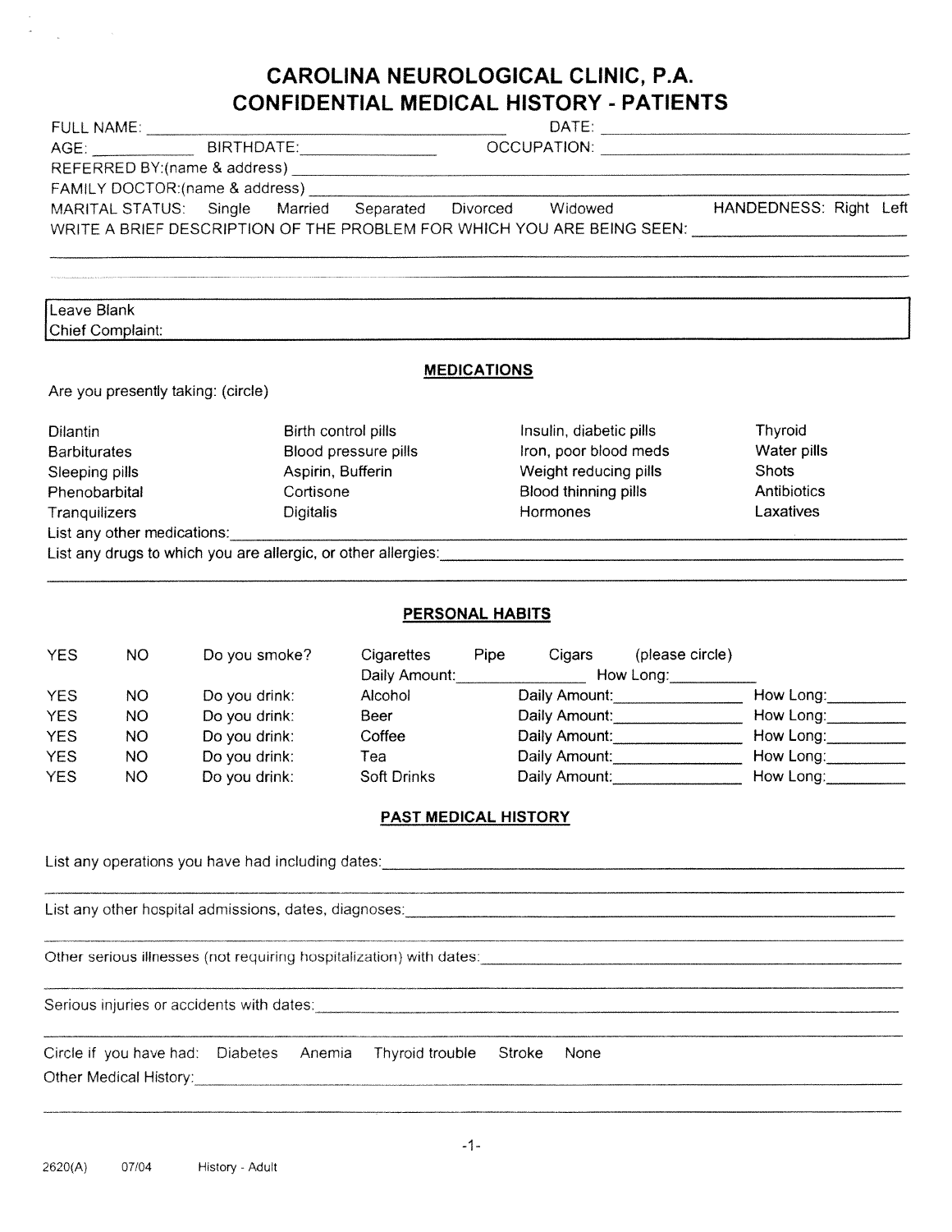# CAROLINA NEUROLOGICAL CLINIC, P.A.
## CONFIDENTIAL MEDICAL HISTORY - PATIENTS

FULL NAME: ______________________________ DATE: ______________________

AGE: __________ BIRTHDATE: _______________ OCCUPATION: ______________________

REFERRED BY:(name & address) ______________________________________________

FAMILY DOCTOR:(name & address) ____________________________________________

MARITAL STATUS: Single Married Separated Divorced Widowed HANDEDNESS: Right Left

WRITE A BRIEF DESCRIPTION OF THE PROBLEM FOR WHICH YOU ARE BEING SEEN: ______________________

______________________________________________________________________________

______________________________________________________________________________

| Leave Blank |
|---|
| Chief Complaint: |

### MEDICATIONS

Are you presently taking: (circle)

| | | | |
|---|---|---|---|
| Dilantin | Birth control pills | Insulin, diabetic pills | Thyroid |
| Barbiturates | Blood pressure pills | Iron, poor blood meds | Water pills |
| Sleeping pills | Aspirin, Bufferin | Weight reducing pills | Shots |
| Phenobarbital | Cortisone | Blood thinning pills | Antibiotics |
| Tranquilizers | Digitalis | Hormones | Laxatives |

List any other medications: ______________________________________________

List any drugs to which you are allergic, or other allergies: ______________________

______________________________________________________________________________

### PERSONAL HABITS

| | | | | | |
|---|---|---|---|---|---|
| YES | NO | Do you smoke? | Cigarettes Pipe Cigars (please circle) Daily Amount: ________ How Long: ________ | | |
| YES | NO | Do you drink: | Alcohol | Daily Amount: ________ | How Long: ________ |
| YES | NO | Do you drink: | Beer | Daily Amount: ________ | How Long: ________ |
| YES | NO | Do you drink: | Coffee | Daily Amount: ________ | How Long: ________ |
| YES | NO | Do you drink: | Tea | Daily Amount: ________ | How Long: ________ |
| YES | NO | Do you drink: | Soft Drinks | Daily Amount: ________ | How Long: ________ |

### PAST MEDICAL HISTORY

List any operations you have had including dates: ______________________________

______________________________________________________________________________

List any other hospital admissions, dates, diagnoses: __________________________

______________________________________________________________________________

Other serious illnesses (not requiring hospitalization) with dates: ________________

______________________________________________________________________________

Serious injuries or accidents with dates: ______________________________________

______________________________________________________________________________

Circle if you have had: Diabetes Anemia Thyroid trouble Stroke None

Other Medical History: ______________________________________________________

______________________________________________________________________________

2620(A) 07/04 History - Adult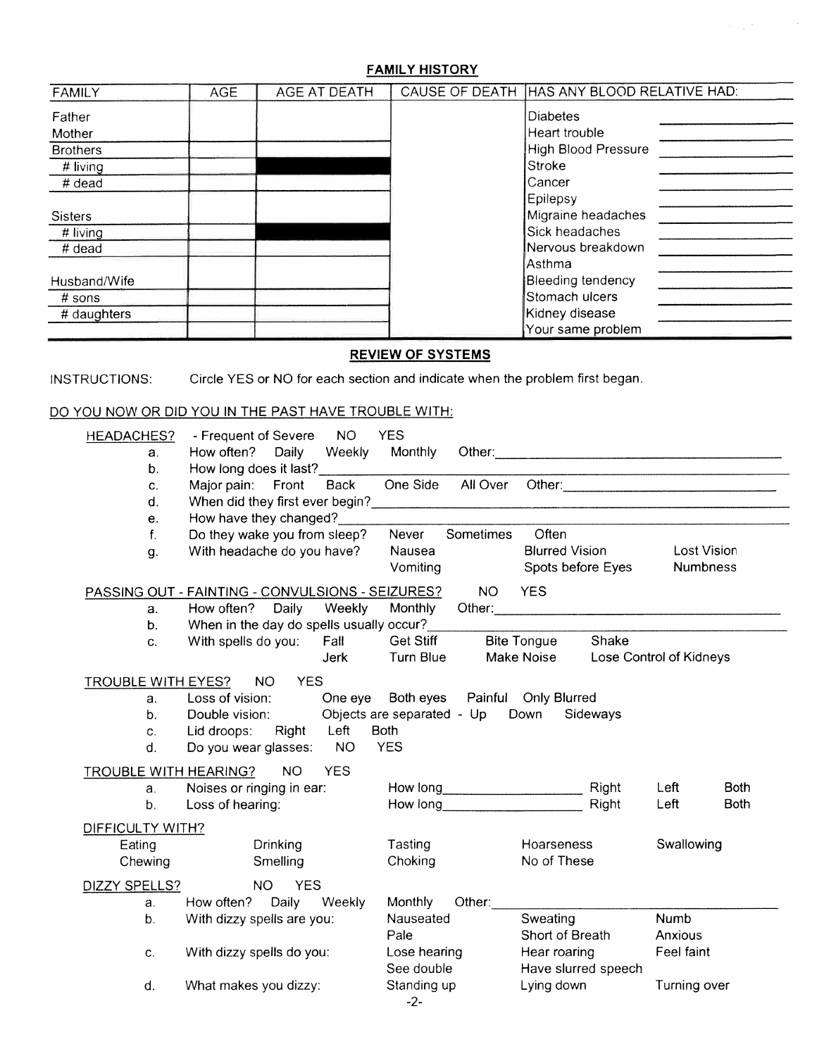## FAMILY HISTORY

| FAMILY | AGE | AGE AT DEATH | CAUSE OF DEATH | HAS ANY BLOOD RELATIVE HAD: | |
|---|---|---|---|---|---|
| Father | | | | Diabetes | ______ |
| Mother | | | | Heart trouble | ______ |
| Brothers | | | | High Blood Pressure | ______ |
| # living | | ■ | | Stroke | ______ |
| # dead | | | | Cancer | ______ |
| | | | | Epilepsy | ______ |
| Sisters | | | | Migraine headaches | ______ |
| # living | | ■ | | Sick headaches | ______ |
| # dead | | | | Nervous breakdown | ______ |
| | | | | Asthma | ______ |
| Husband/Wife | | | | Bleeding tendency | ______ |
| # sons | | | | Stomach ulcers | ______ |
| # daughters | | | | Kidney disease | ______ |
| | | | | Your same problem | ______ |

## REVIEW OF SYSTEMS

INSTRUCTIONS: Circle YES or NO for each section and indicate when the problem first began.

DO YOU NOW OR DID YOU IN THE PAST HAVE TROUBLE WITH:

HEADACHES? - Frequent of Severe NO YES

a. How often? Daily Weekly Monthly Other:______

b. How long does it last?______

c. Major pain: Front Back One Side All Over Other:______

d. When did they first ever begin?______

e. How have they changed?______

f. Do they wake you from sleep? Never Sometimes Often

g. With headache do you have? Nausea Blurred Vision Lost Vision Vomiting Spots before Eyes Numbness

PASSING OUT - FAINTING - CONVULSIONS - SEIZURES? NO YES

a. How often? Daily Weekly Monthly Other:______

b. When in the day do spells usually occur?______

c. With spells do you: Fall Get Stiff Bite Tongue Shake Jerk Turn Blue Make Noise Lose Control of Kidneys

TROUBLE WITH EYES? NO YES

a. Loss of vision: One eye Both eyes Painful Only Blurred

b. Double vision: Objects are separated - Up Down Sideways

c. Lid droops: Right Left Both

d. Do you wear glasses: NO YES

TROUBLE WITH HEARING? NO YES

a. Noises or ringing in ear: How long______ Right Left Both

b. Loss of hearing: How long______ Right Left Both

DIFFICULTY WITH?

Eating Drinking Tasting Hoarseness Swallowing
Chewing Smelling Choking No of These

DIZZY SPELLS? NO YES

a. How often? Daily Weekly Monthly Other:______

b. With dizzy spells are you: Nauseated Sweating Numb Pale Short of Breath Anxious

c. With dizzy spells do you: Lose hearing Hear roaring Feel faint See double Have slurred speech

d. What makes you dizzy: Standing up Lying down Turning over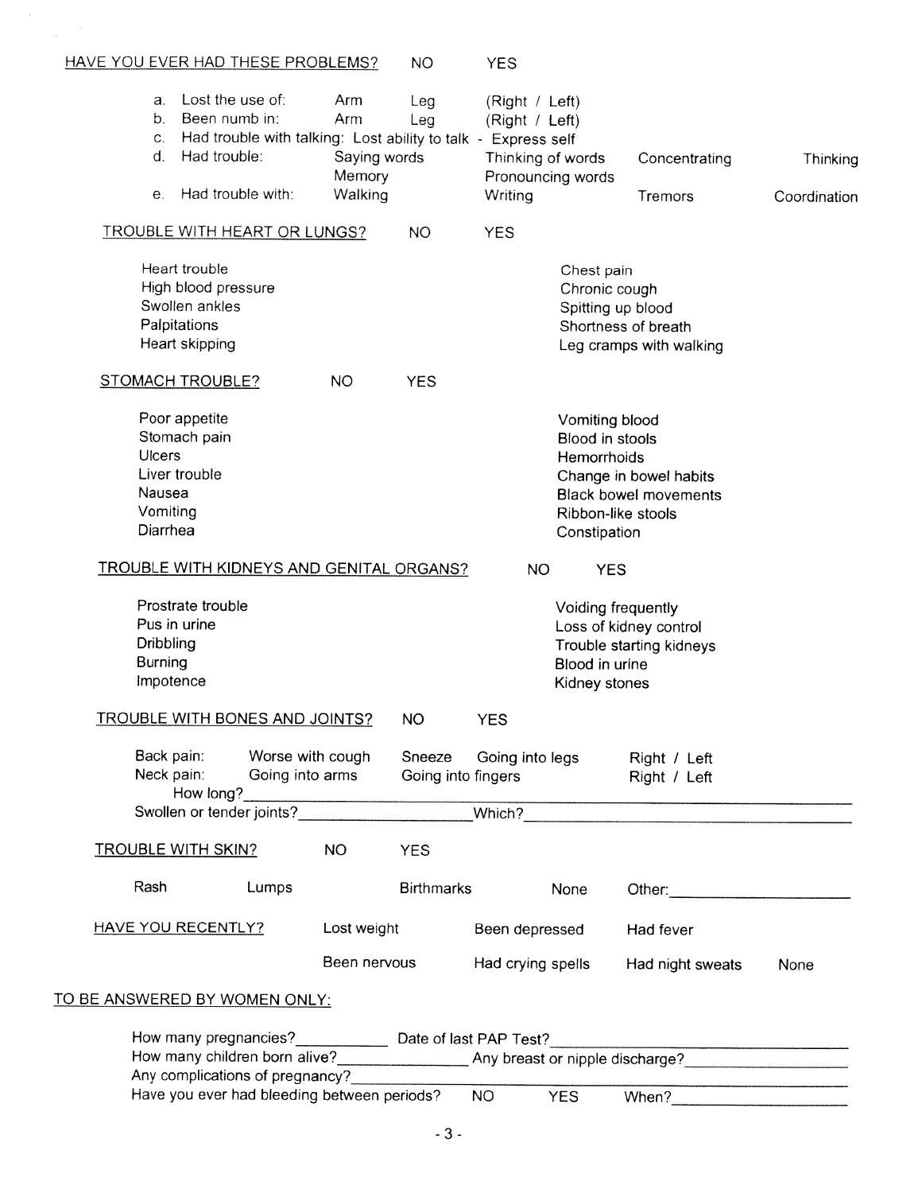HAVE YOU EVER HAD THESE PROBLEMS? NO YES

a. Lost the use of: Arm Leg (Right / Left)
b. Been numb in: Arm Leg (Right / Left)
c. Had trouble with talking: Lost ability to talk - Express self
d. Had trouble: Saying words Thinking of words Concentrating Thinking
 Memory Pronouncing words
e. Had trouble with: Walking Writing Tremors Coordination

TROUBLE WITH HEART OR LUNGS? NO YES

| | |
|---|---|
| Heart trouble | Chest pain |
| High blood pressure | Chronic cough |
| Swollen ankles | Spitting up blood |
| Palpitations | Shortness of breath |
| Heart skipping | Leg cramps with walking |

STOMACH TROUBLE? NO YES

| | |
|---|---|
| Poor appetite | Vomiting blood |
| Stomach pain | Blood in stools |
| Ulcers | Hemorrhoids |
| Liver trouble | Change in bowel habits |
| Nausea | Black bowel movements |
| Vomiting | Ribbon-like stools |
| Diarrhea | Constipation |

TROUBLE WITH KIDNEYS AND GENITAL ORGANS? NO YES

| | |
|---|---|
| Prostrate trouble | Voiding frequently |
| Pus in urine | Loss of kidney control |
| Dribbling | Trouble starting kidneys |
| Burning | Blood in urine |
| Impotence | Kidney stones |

TROUBLE WITH BONES AND JOINTS? NO YES

Back pain: Worse with cough Sneeze Going into legs Right / Left
Neck pain: Going into arms Going into fingers Right / Left
How long?\_\_\_\_\_\_\_\_\_\_\_\_\_\_\_\_\_\_\_\_\_\_\_\_\_\_\_\_\_\_\_\_\_\_\_\_
Swollen or tender joints?\_\_\_\_\_\_\_\_\_\_\_\_\_\_\_\_\_\_\_\_ Which?\_\_\_\_\_\_\_\_\_\_\_\_\_\_\_\_\_\_\_\_

TROUBLE WITH SKIN? NO YES

Rash Lumps Birthmarks None Other:\_\_\_\_\_\_\_\_\_\_\_\_\_\_\_\_\_\_\_\_

HAVE YOU RECENTLY? Lost weight Been depressed Had fever
Been nervous Had crying spells Had night sweats None

TO BE ANSWERED BY WOMEN ONLY:

How many pregnancies?\_\_\_\_\_\_\_\_\_\_ Date of last PAP Test?\_\_\_\_\_\_\_\_\_\_\_\_\_\_\_\_\_\_\_\_
How many children born alive?\_\_\_\_\_\_\_\_\_\_ Any breast or nipple discharge?\_\_\_\_\_\_\_\_\_\_
Any complications of pregnancy?\_\_\_\_\_\_\_\_\_\_\_\_\_\_\_\_\_\_\_\_\_\_\_\_\_\_\_\_\_\_\_\_\_\_\_\_
Have you ever had bleeding between periods? NO YES When?\_\_\_\_\_\_\_\_\_\_\_\_\_\_\_\_\_\_\_\_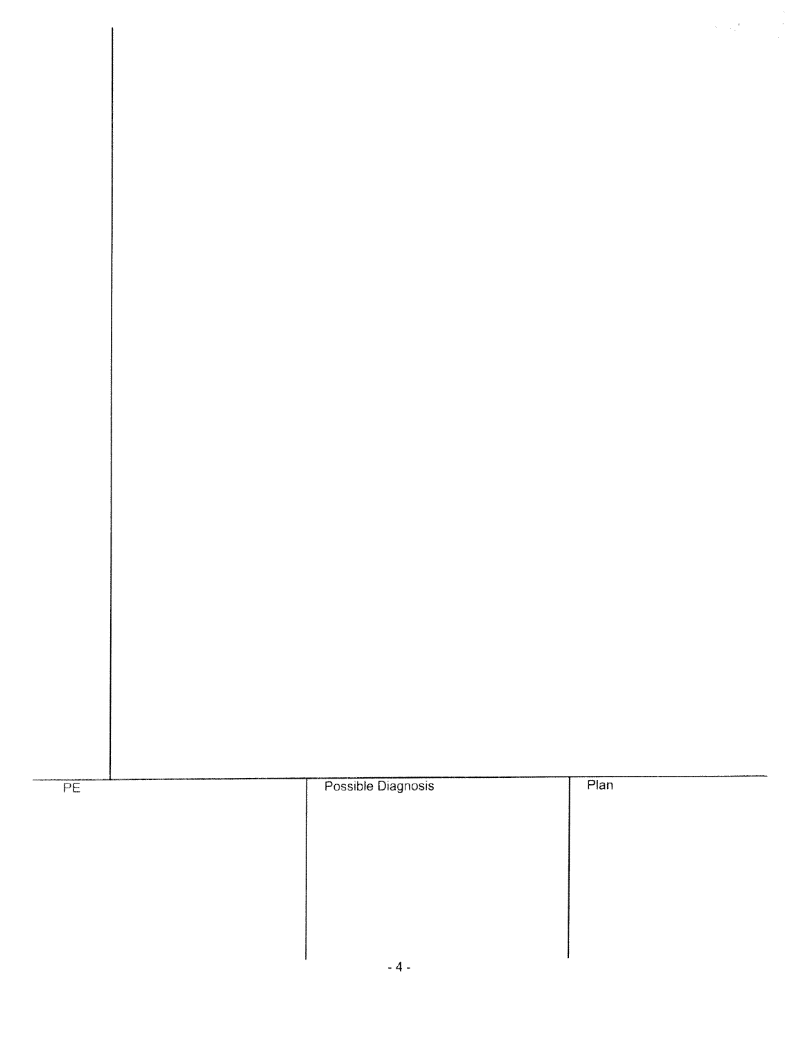| PE | Possible Diagnosis | Plan |
| --- | --- | --- |
| | | |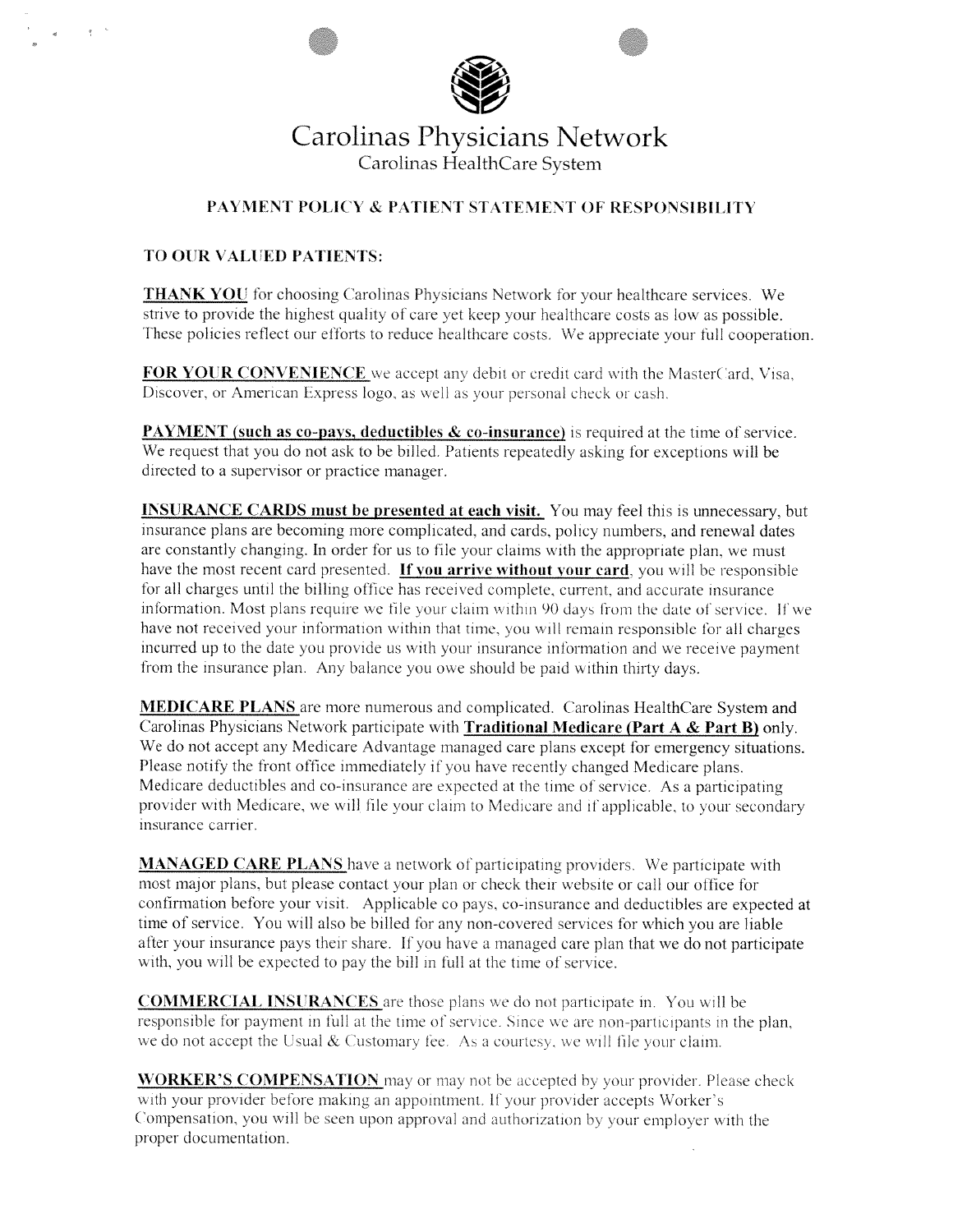# Carolinas Physicians Network

Carolinas HealthCare System

## PAYMENT POLICY & PATIENT STATEMENT OF RESPONSIBILITY

**TO OUR VALUED PATIENTS:**

**THANK YOU** for choosing Carolinas Physicians Network for your healthcare services. We strive to provide the highest quality of care yet keep your healthcare costs as low as possible. These policies reflect our efforts to reduce healthcare costs. We appreciate your full cooperation.

**FOR YOUR CONVENIENCE** we accept any debit or credit card with the MasterCard, Visa, Discover, or American Express logo, as well as your personal check or cash.

**PAYMENT (such as co-pays, deductibles & co-insurance)** is required at the time of service. We request that you do not ask to be billed. Patients repeatedly asking for exceptions will be directed to a supervisor or practice manager.

**INSURANCE CARDS must be presented at each visit.** You may feel this is unnecessary, but insurance plans are becoming more complicated, and cards, policy numbers, and renewal dates are constantly changing. In order for us to file your claims with the appropriate plan, we must have the most recent card presented. **If you arrive without your card**, you will be responsible for all charges until the billing office has received complete, current, and accurate insurance information. Most plans require we file your claim within 90 days from the date of service. If we have not received your information within that time, you will remain responsible for all charges incurred up to the date you provide us with your insurance information and we receive payment from the insurance plan. Any balance you owe should be paid within thirty days.

**MEDICARE PLANS** are more numerous and complicated. Carolinas HealthCare System and Carolinas Physicians Network participate with **Traditional Medicare (Part A & Part B)** only. We do not accept any Medicare Advantage managed care plans except for emergency situations. Please notify the front office immediately if you have recently changed Medicare plans. Medicare deductibles and co-insurance are expected at the time of service. As a participating provider with Medicare, we will file your claim to Medicare and if applicable, to your secondary insurance carrier.

**MANAGED CARE PLANS** have a network of participating providers. We participate with most major plans, but please contact your plan or check their website or call our office for confirmation before your visit. Applicable co pays, co-insurance and deductibles are expected at time of service. You will also be billed for any non-covered services for which you are liable after your insurance pays their share. If you have a managed care plan that we do not participate with, you will be expected to pay the bill in full at the time of service.

**COMMERCIAL INSURANCES** are those plans we do not participate in. You will be responsible for payment in full at the time of service. Since we are non-participants in the plan, we do not accept the Usual & Customary fee. As a courtesy, we will file your claim.

**WORKER'S COMPENSATION** may or may not be accepted by your provider. Please check with your provider before making an appointment. If your provider accepts Worker's Compensation, you will be seen upon approval and authorization by your employer with the proper documentation.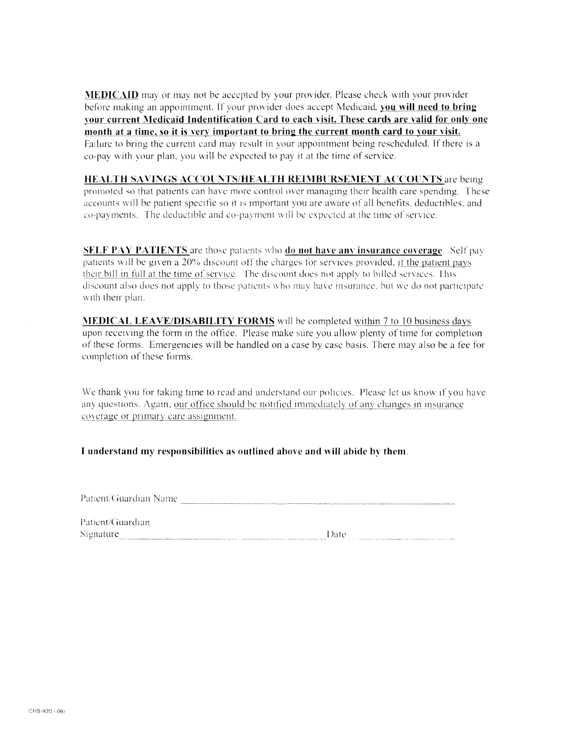**MEDICAID** may or may not be accepted by your provider. Please check with your provider before making an appointment. If your provider does accept Medicaid, **you will need to bring your current Medicaid Indentification Card to each visit. These cards are valid for only one month at a time, so it is very important to bring the current month card to your visit.** Failure to bring the current card may result in your appointment being rescheduled. If there is a co-pay with your plan, you will be expected to pay it at the time of service.

**HEALTH SAVINGS ACCOUNTS/HEALTH REIMBURSEMENT ACCOUNTS** are being promoted so that patients can have more control over managing their health care spending. These accounts will be patient specific so it is important you are aware of all benefits, deductibles, and co-payments. The deductible and co-payment will be expected at the time of service.

**SELF PAY PATIENTS** are those patients who **do not have any insurance coverage**. Self pay patients will be given a 20% discount off the charges for services provided, if the patient pays their bill in full at the time of service. The discount does not apply to billed services. This discount also does not apply to those patients who may have insurance, but we do not participate with their plan.

**MEDICAL LEAVE/DISABILITY FORMS** will be completed within 7 to 10 business days upon receiving the form in the office. Please make sure you allow plenty of time for completion of these forms. Emergencies will be handled on a case by case basis. There may also be a fee for completion of these forms.

We thank you for taking time to read and understand our policies. Please let us know if you have any questions. Again, our office should be notified immediately of any changes in insurance coverage or primary care assignment.

**I understand my responsibilities as outlined above and will abide by them.**

Patient/Guardian Name ______________________________________________

Patient/Guardian
Signature ______________________________ Date ______________

CHS-920 (-06)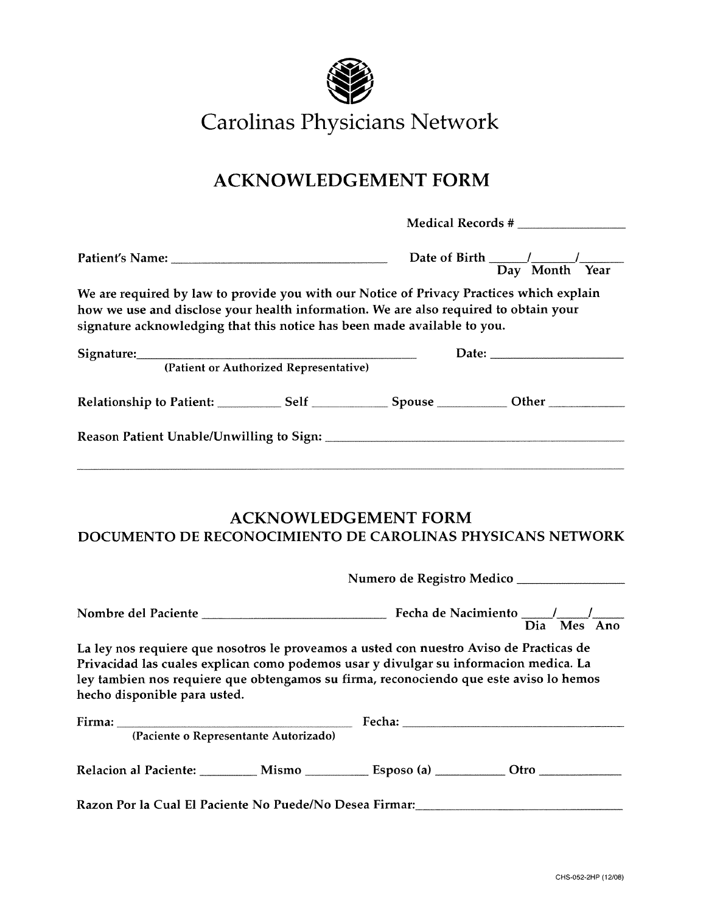# Carolinas Physicians Network

## ACKNOWLEDGEMENT FORM

Medical Records # ________________

Patient's Name: ________________________________ Date of Birth ______/______/______
Day Month Year

We are required by law to provide you with our Notice of Privacy Practices which explain how we use and disclose your health information. We are also required to obtain your signature acknowledging that this notice has been made available to you.

Signature: ________________________________ Date: ____________________
(Patient or Authorized Representative)

Relationship to Patient: __________ Self ____________ Spouse ___________ Other ____________

Reason Patient Unable/Unwilling to Sign: ________________________________________________

________________________________________________________________________________

## ACKNOWLEDGEMENT FORM
## DOCUMENTO DE RECONOCIMIENTO DE CAROLINAS PHYSICANS NETWORK

Numero de Registro Medico ________________

Nombre del Paciente ______________________________ Fecha de Nacimiento _____/_____/_____
Dia Mes Ano

La ley nos requiere que nosotros le proveamos a usted con nuestro Aviso de Practicas de Privacidad las cuales explican como podemos usar y divulgar su informacion medica. La ley tambien nos requiere que obtengamos su firma, reconociendo que este aviso lo hemos hecho disponible para usted.

Firma: ________________________________ Fecha: ____________________________________
(Paciente o Representante Autorizado)

Relacion al Paciente: _________ Mismo __________ Esposo (a) ___________ Otro _____________

Razon Por la Cual El Paciente No Puede/No Desea Firmar: ________________________________

CHS-052-2HP (12/08)